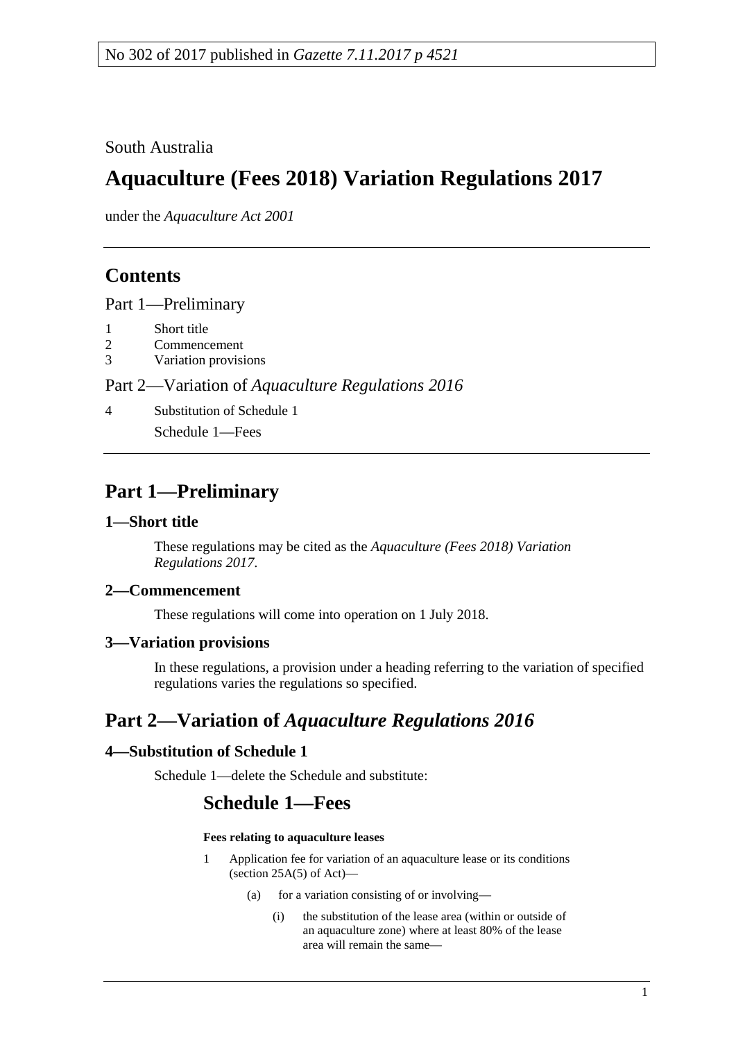No 302 of 2017 published in *Gazette 7.11.2017 p 4521*

South Australia

# Aquaculture (Fees 2018) Variation Regulations 2017

under the *Aquaculture Act 2001*

## Contents

Part 1—Preliminary

1 Short title
2 Commencement
3 Variation provisions

Part 2—Variation of *Aquaculture Regulations 2016*

4 Substitution of Schedule 1

Schedule 1—Fees

## Part 1—Preliminary

### 1—Short title

These regulations may be cited as the *Aquaculture (Fees 2018) Variation Regulations 2017*.

### 2—Commencement

These regulations will come into operation on 1 July 2018.

### 3—Variation provisions

In these regulations, a provision under a heading referring to the variation of specified regulations varies the regulations so specified.

## Part 2—Variation of *Aquaculture Regulations 2016*

### 4—Substitution of Schedule 1

Schedule 1—delete the Schedule and substitute:

## Schedule 1—Fees

**Fees relating to aquaculture leases**

1 Application fee for variation of an aquaculture lease or its conditions (section 25A(5) of Act)—

(a) for a variation consisting of or involving—

(i) the substitution of the lease area (within or outside of an aquaculture zone) where at least 80% of the lease area will remain the same—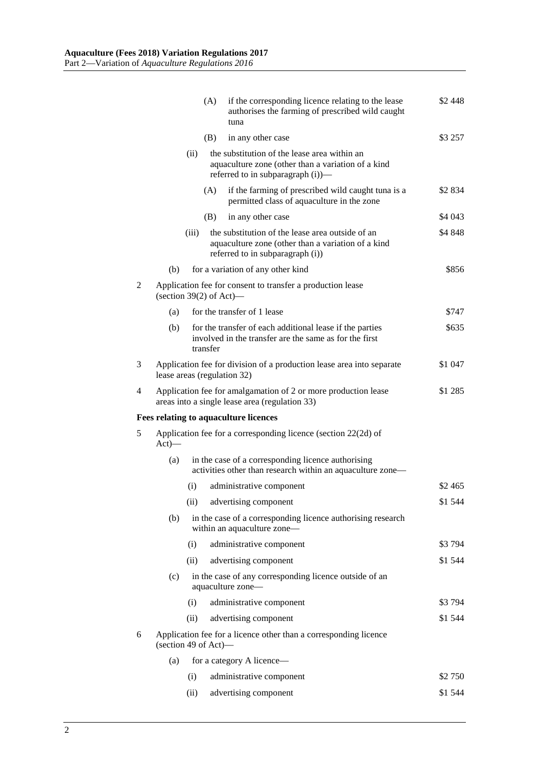| | | | | | |
|---|---|---|---|---|---|
| | | | (A) | if the corresponding licence relating to the lease authorises the farming of prescribed wild caught tuna | \$2 448 |
| | | | (B) | in any other case | \$3 257 |
| | | (ii) | | the substitution of the lease area within an aquaculture zone (other than a variation of a kind referred to in subparagraph (i))— | |
| | | | (A) | if the farming of prescribed wild caught tuna is a permitted class of aquaculture in the zone | \$2 834 |
| | | | (B) | in any other case | \$4 043 |
| | | (iii) | | the substitution of the lease area outside of an aquaculture zone (other than a variation of a kind referred to in subparagraph (i)) | \$4 848 |
| | (b) | | | for a variation of any other kind | \$856 |
| 2 | | | | Application fee for consent to transfer a production lease (section 39(2) of Act)— | |
| | (a) | | | for the transfer of 1 lease | \$747 |
| | (b) | | | for the transfer of each additional lease if the parties involved in the transfer are the same as for the first transfer | \$635 |
| 3 | | | | Application fee for division of a production lease area into separate lease areas (regulation 32) | \$1 047 |
| 4 | | | | Application fee for amalgamation of 2 or more production lease areas into a single lease area (regulation 33) | \$1 285 |
| | | | | **Fees relating to aquaculture licences** | |
| 5 | | | | Application fee for a corresponding licence (section 22(2d) of Act)— | |
| | (a) | | | in the case of a corresponding licence authorising activities other than research within an aquaculture zone— | |
| | | (i) | | administrative component | \$2 465 |
| | | (ii) | | advertising component | \$1 544 |
| | (b) | | | in the case of a corresponding licence authorising research within an aquaculture zone— | |
| | | (i) | | administrative component | \$3 794 |
| | | (ii) | | advertising component | \$1 544 |
| | (c) | | | in the case of any corresponding licence outside of an aquaculture zone— | |
| | | (i) | | administrative component | \$3 794 |
| | | (ii) | | advertising component | \$1 544 |
| 6 | | | | Application fee for a licence other than a corresponding licence (section 49 of Act)— | |
| | (a) | | | for a category A licence— | |
| | | (i) | | administrative component | \$2 750 |
| | | (ii) | | advertising component | \$1 544 |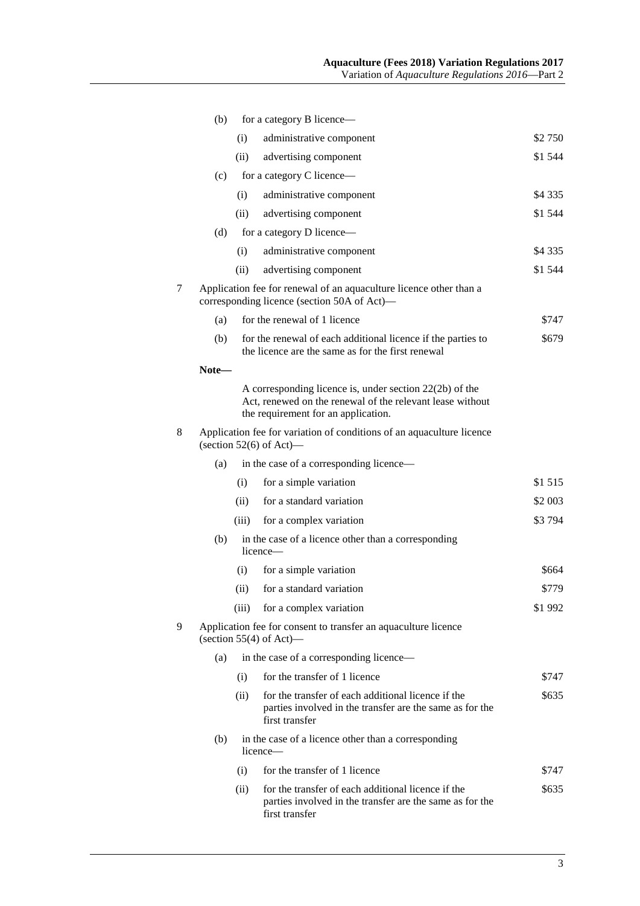(b) for a category B licence—

(i) administrative component — $2 750

(ii) advertising component — $1 544

(c) for a category C licence—

(i) administrative component — $4 335

(ii) advertising component — $1 544

(d) for a category D licence—

(i) administrative component — $4 335

(ii) advertising component — $1 544

7 Application fee for renewal of an aquaculture licence other than a corresponding licence (section 50A of Act)—

(a) for the renewal of 1 licence — $747

(b) for the renewal of each additional licence if the parties to the licence are the same as for the first renewal — $679

**Note—**

A corresponding licence is, under section 22(2b) of the Act, renewed on the renewal of the relevant lease without the requirement for an application.

8 Application fee for variation of conditions of an aquaculture licence (section 52(6) of Act)—

(a) in the case of a corresponding licence—

(i) for a simple variation — $1 515

(ii) for a standard variation — $2 003

(iii) for a complex variation — $3 794

(b) in the case of a licence other than a corresponding licence—

(i) for a simple variation — $664

(ii) for a standard variation — $779

(iii) for a complex variation — $1 992

9 Application fee for consent to transfer an aquaculture licence (section 55(4) of Act)—

(a) in the case of a corresponding licence—

(i) for the transfer of 1 licence — $747

(ii) for the transfer of each additional licence if the parties involved in the transfer are the same as for the first transfer — $635

(b) in the case of a licence other than a corresponding licence—

(i) for the transfer of 1 licence — $747

(ii) for the transfer of each additional licence if the parties involved in the transfer are the same as for the first transfer — $635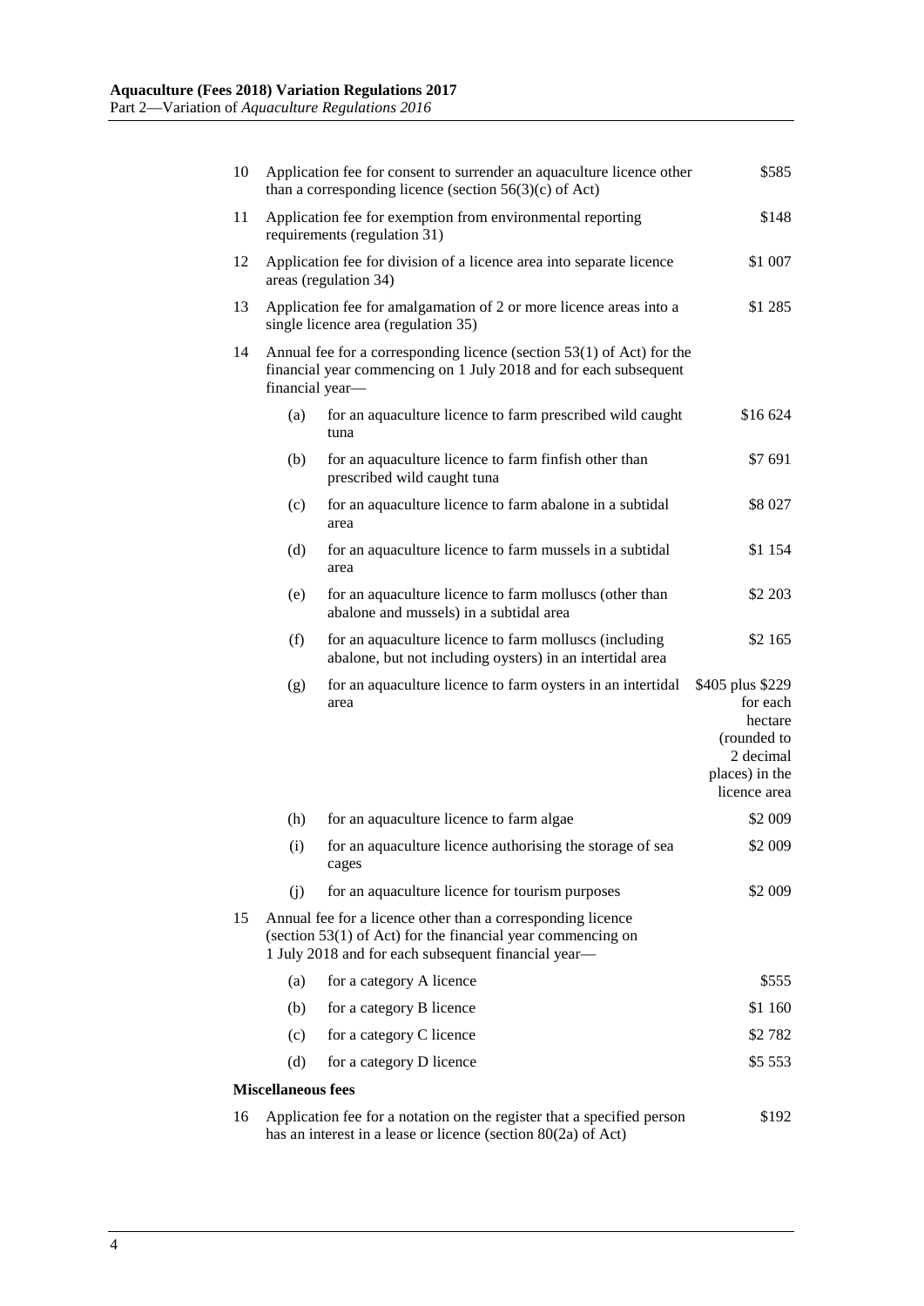| | | | |
|---|---|---|---|
| 10 | Application fee for consent to surrender an aquaculture licence other than a corresponding licence (section 56(3)(c) of Act) | | $585 |
| 11 | Application fee for exemption from environmental reporting requirements (regulation 31) | | $148 |
| 12 | Application fee for division of a licence area into separate licence areas (regulation 34) | | $1 007 |
| 13 | Application fee for amalgamation of 2 or more licence areas into a single licence area (regulation 35) | | $1 285 |
| 14 | Annual fee for a corresponding licence (section 53(1) of Act) for the financial year commencing on 1 July 2018 and for each subsequent financial year— | | |
| | (a) | for an aquaculture licence to farm prescribed wild caught tuna | $16 624 |
| | (b) | for an aquaculture licence to farm finfish other than prescribed wild caught tuna | $7 691 |
| | (c) | for an aquaculture licence to farm abalone in a subtidal area | $8 027 |
| | (d) | for an aquaculture licence to farm mussels in a subtidal area | $1 154 |
| | (e) | for an aquaculture licence to farm molluscs (other than abalone and mussels) in a subtidal area | $2 203 |
| | (f) | for an aquaculture licence to farm molluscs (including abalone, but not including oysters) in an intertidal area | $2 165 |
| | (g) | for an aquaculture licence to farm oysters in an intertidal area | $405 plus $229 for each hectare (rounded to 2 decimal places) in the licence area |
| | (h) | for an aquaculture licence to farm algae | $2 009 |
| | (i) | for an aquaculture licence authorising the storage of sea cages | $2 009 |
| | (j) | for an aquaculture licence for tourism purposes | $2 009 |
| 15 | Annual fee for a licence other than a corresponding licence (section 53(1) of Act) for the financial year commencing on 1 July 2018 and for each subsequent financial year— | | |
| | (a) | for a category A licence | $555 |
| | (b) | for a category B licence | $1 160 |
| | (c) | for a category C licence | $2 782 |
| | (d) | for a category D licence | $5 553 |
| **Miscellaneous fees** | | | |
| 16 | Application fee for a notation on the register that a specified person has an interest in a lease or licence (section 80(2a) of Act) | | $192 |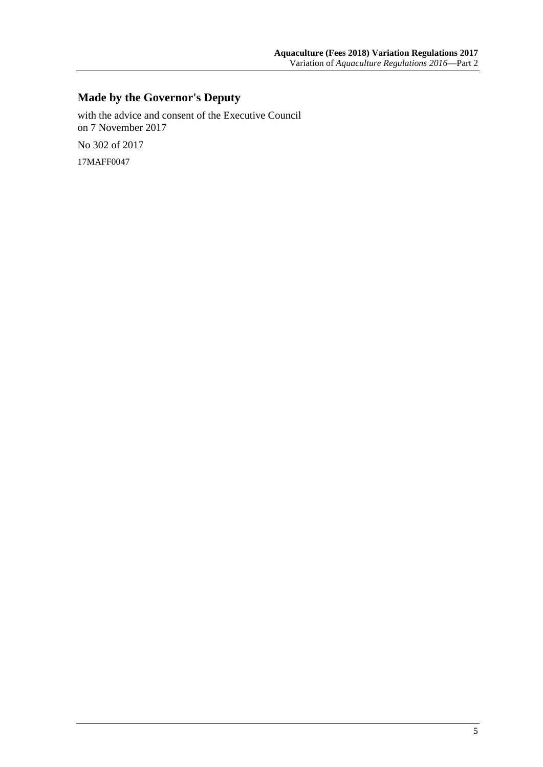## Made by the Governor's Deputy

with the advice and consent of the Executive Council
on 7 November 2017

No 302 of 2017

17MAFF0047